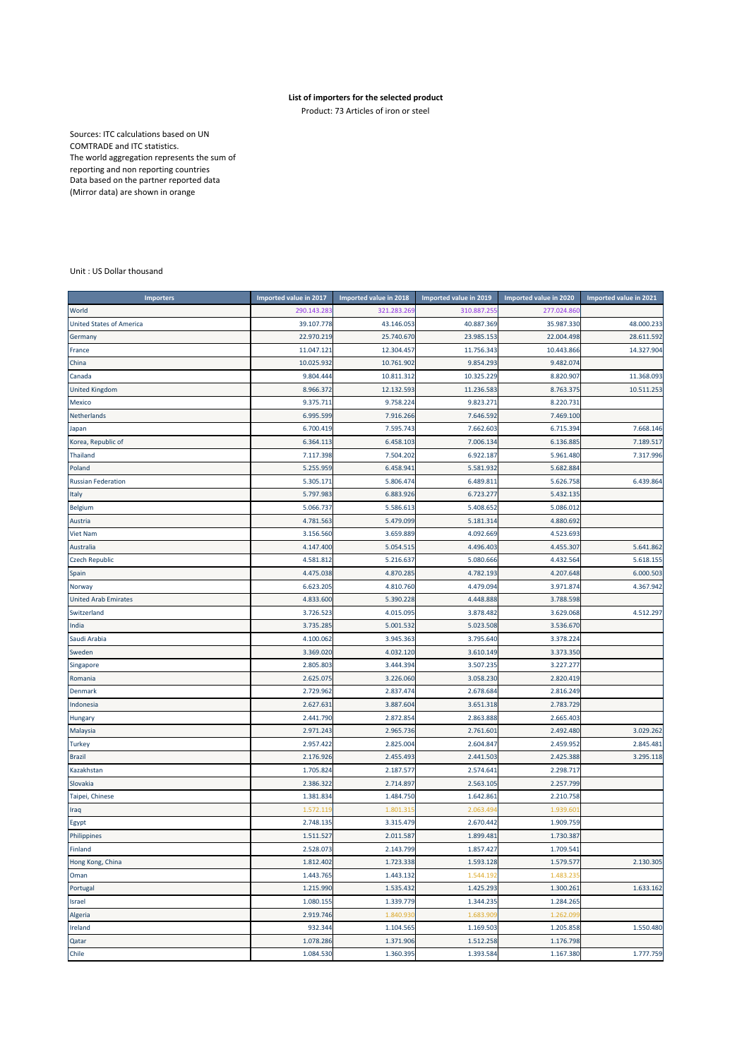**List of importers for the selected product**

Product: 73 Articles of iron or steel

Sources: ITC calculations based on UN COMTRADE and ITC statistics.
The world aggregation represents the sum of reporting and non reporting countries
Data based on the partner reported data (Mirror data) are shown in orange

Unit : US Dollar thousand

| Importers | Imported value in 2017 | Imported value in 2018 | Imported value in 2019 | Imported value in 2020 | Imported value in 2021 |
|---|---|---|---|---|---|
| World | 290.143.283 | 321.283.269 | 310.887.255 | 277.024.860 | |
| United States of America | 39.107.778 | 43.146.053 | 40.887.369 | 35.987.330 | 48.000.233 |
| Germany | 22.970.219 | 25.740.670 | 23.985.153 | 22.004.498 | 28.611.592 |
| France | 11.047.121 | 12.304.457 | 11.756.343 | 10.443.866 | 14.327.904 |
| China | 10.025.932 | 10.761.902 | 9.854.293 | 9.482.074 | |
| Canada | 9.804.444 | 10.811.312 | 10.325.229 | 8.820.907 | 11.368.093 |
| United Kingdom | 8.966.372 | 12.132.593 | 11.236.583 | 8.763.375 | 10.511.253 |
| Mexico | 9.375.711 | 9.758.224 | 9.823.271 | 8.220.731 | |
| Netherlands | 6.995.599 | 7.916.266 | 7.646.592 | 7.469.100 | |
| Japan | 6.700.419 | 7.595.743 | 7.662.603 | 6.715.394 | 7.668.146 |
| Korea, Republic of | 6.364.113 | 6.458.103 | 7.006.134 | 6.136.885 | 7.189.517 |
| Thailand | 7.117.398 | 7.504.202 | 6.922.187 | 5.961.480 | 7.317.996 |
| Poland | 5.255.959 | 6.458.941 | 5.581.932 | 5.682.884 | |
| Russian Federation | 5.305.171 | 5.806.474 | 6.489.811 | 5.626.758 | 6.439.864 |
| Italy | 5.797.983 | 6.883.926 | 6.723.277 | 5.432.135 | |
| Belgium | 5.066.737 | 5.586.613 | 5.408.652 | 5.086.012 | |
| Austria | 4.781.563 | 5.479.099 | 5.181.314 | 4.880.692 | |
| Viet Nam | 3.156.560 | 3.659.889 | 4.092.669 | 4.523.693 | |
| Australia | 4.147.400 | 5.054.515 | 4.496.403 | 4.455.307 | 5.641.862 |
| Czech Republic | 4.581.812 | 5.216.637 | 5.080.666 | 4.432.564 | 5.618.155 |
| Spain | 4.475.038 | 4.870.285 | 4.782.193 | 4.207.648 | 6.000.503 |
| Norway | 6.623.205 | 4.810.760 | 4.479.094 | 3.971.874 | 4.367.942 |
| United Arab Emirates | 4.833.600 | 5.390.228 | 4.448.888 | 3.788.598 | |
| Switzerland | 3.726.523 | 4.015.095 | 3.878.482 | 3.629.068 | 4.512.297 |
| India | 3.735.285 | 5.001.532 | 5.023.508 | 3.536.670 | |
| Saudi Arabia | 4.100.062 | 3.945.363 | 3.795.640 | 3.378.224 | |
| Sweden | 3.369.020 | 4.032.120 | 3.610.149 | 3.373.350 | |
| Singapore | 2.805.803 | 3.444.394 | 3.507.235 | 3.227.277 | |
| Romania | 2.625.075 | 3.226.060 | 3.058.230 | 2.820.419 | |
| Denmark | 2.729.962 | 2.837.474 | 2.678.684 | 2.816.249 | |
| Indonesia | 2.627.631 | 3.887.604 | 3.651.318 | 2.783.729 | |
| Hungary | 2.441.790 | 2.872.854 | 2.863.888 | 2.665.403 | |
| Malaysia | 2.971.243 | 2.965.736 | 2.761.601 | 2.492.480 | 3.029.262 |
| Turkey | 2.957.422 | 2.825.004 | 2.604.847 | 2.459.952 | 2.845.481 |
| Brazil | 2.176.926 | 2.455.493 | 2.441.503 | 2.425.388 | 3.295.118 |
| Kazakhstan | 1.705.824 | 2.187.577 | 2.574.641 | 2.298.717 | |
| Slovakia | 2.386.322 | 2.714.897 | 2.563.105 | 2.257.799 | |
| Taipei, Chinese | 1.381.834 | 1.484.750 | 1.642.861 | 2.210.758 | |
| Iraq | 1.572.119 | 1.801.315 | 2.063.494 | 1.939.601 | |
| Egypt | 2.748.135 | 3.315.479 | 2.670.442 | 1.909.759 | |
| Philippines | 1.511.527 | 2.011.587 | 1.899.481 | 1.730.387 | |
| Finland | 2.528.073 | 2.143.799 | 1.857.427 | 1.709.541 | |
| Hong Kong, China | 1.812.402 | 1.723.338 | 1.593.128 | 1.579.577 | 2.130.305 |
| Oman | 1.443.765 | 1.443.132 | 1.544.192 | 1.483.235 | |
| Portugal | 1.215.990 | 1.535.432 | 1.425.293 | 1.300.261 | 1.633.162 |
| Israel | 1.080.155 | 1.339.779 | 1.344.235 | 1.284.265 | |
| Algeria | 2.919.746 | 1.840.930 | 1.683.909 | 1.262.099 | |
| Ireland | 932.344 | 1.104.565 | 1.169.503 | 1.205.858 | 1.550.480 |
| Qatar | 1.078.286 | 1.371.906 | 1.512.258 | 1.176.798 | |
| Chile | 1.084.530 | 1.360.395 | 1.393.584 | 1.167.380 | 1.777.759 |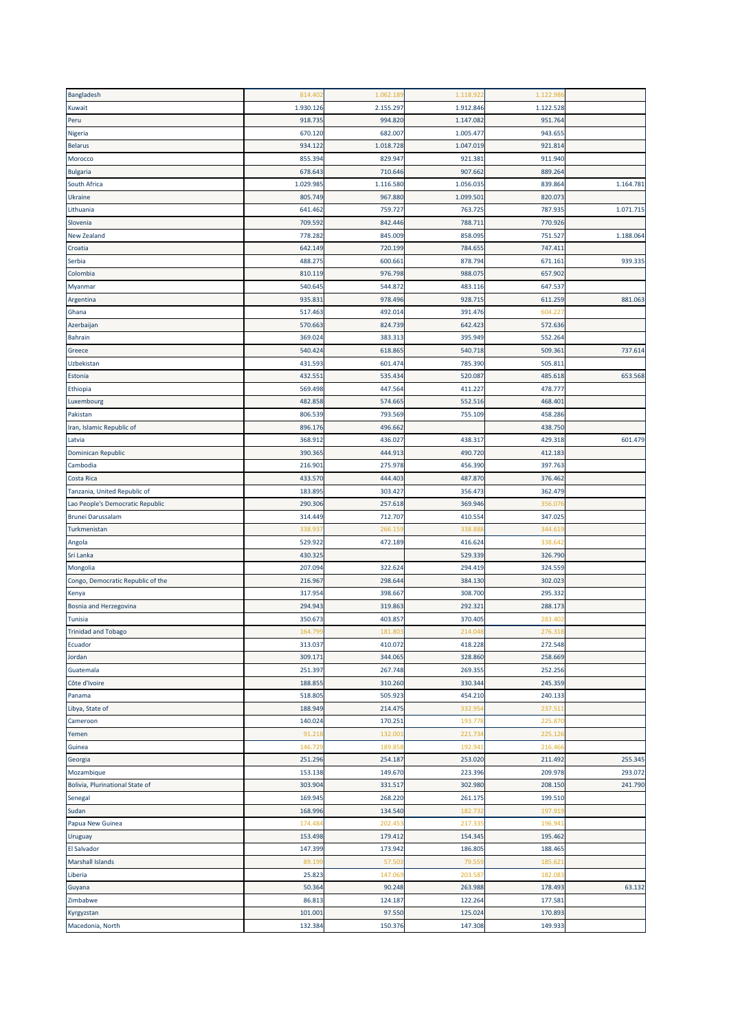| | | | | | |
|---|---|---|---|---|---|
| Bangladesh | 814.402 | 1.062.189 | 1.118.922 | 1.122.986 | |
| Kuwait | 1.930.126 | 2.155.297 | 1.912.846 | 1.122.528 | |
| Peru | 918.735 | 994.820 | 1.147.082 | 951.764 | |
| Nigeria | 670.120 | 682.007 | 1.005.477 | 943.655 | |
| Belarus | 934.122 | 1.018.728 | 1.047.019 | 921.814 | |
| Morocco | 855.394 | 829.947 | 921.381 | 911.940 | |
| Bulgaria | 678.643 | 710.646 | 907.662 | 889.264 | |
| South Africa | 1.029.985 | 1.116.580 | 1.056.035 | 839.864 | 1.164.781 |
| Ukraine | 805.749 | 967.880 | 1.099.501 | 820.073 | |
| Lithuania | 641.462 | 759.727 | 763.725 | 787.935 | 1.071.715 |
| Slovenia | 709.592 | 842.446 | 788.711 | 770.926 | |
| New Zealand | 778.282 | 845.009 | 858.095 | 751.527 | 1.188.064 |
| Croatia | 642.149 | 720.199 | 784.655 | 747.411 | |
| Serbia | 488.275 | 600.661 | 878.794 | 671.161 | 939.335 |
| Colombia | 810.119 | 976.798 | 988.075 | 657.902 | |
| Myanmar | 540.645 | 544.872 | 483.116 | 647.537 | |
| Argentina | 935.831 | 978.496 | 928.715 | 611.259 | 881.063 |
| Ghana | 517.463 | 492.014 | 391.476 | 604.227 | |
| Azerbaijan | 570.663 | 824.739 | 642.423 | 572.636 | |
| Bahrain | 369.024 | 383.313 | 395.949 | 552.264 | |
| Greece | 540.424 | 618.865 | 540.718 | 509.361 | 737.614 |
| Uzbekistan | 431.593 | 601.474 | 785.390 | 505.811 | |
| Estonia | 432.551 | 535.434 | 520.087 | 485.618 | 653.568 |
| Ethiopia | 569.498 | 447.564 | 411.227 | 478.777 | |
| Luxembourg | 482.858 | 574.665 | 552.516 | 468.401 | |
| Pakistan | 806.539 | 793.569 | 755.109 | 458.286 | |
| Iran, Islamic Republic of | 896.176 | 496.662 | | 438.750 | |
| Latvia | 368.912 | 436.027 | 438.317 | 429.318 | 601.479 |
| Dominican Republic | 390.365 | 444.913 | 490.720 | 412.183 | |
| Cambodia | 216.901 | 275.978 | 456.390 | 397.763 | |
| Costa Rica | 433.570 | 444.403 | 487.870 | 376.462 | |
| Tanzania, United Republic of | 183.895 | 303.427 | 356.473 | 362.479 | |
| Lao People's Democratic Republic | 290.306 | 257.618 | 369.946 | 356.076 | |
| Brunei Darussalam | 314.449 | 712.707 | 410.554 | 347.025 | |
| Turkmenistan | 338.937 | 266.159 | 338.888 | 344.619 | |
| Angola | 529.922 | 472.189 | 416.624 | 338.642 | |
| Sri Lanka | 430.325 | | 529.339 | 326.790 | |
| Mongolia | 207.094 | 322.624 | 294.419 | 324.559 | |
| Congo, Democratic Republic of the | 216.967 | 298.644 | 384.130 | 302.023 | |
| Kenya | 317.954 | 398.667 | 308.700 | 295.332 | |
| Bosnia and Herzegovina | 294.943 | 319.863 | 292.321 | 288.173 | |
| Tunisia | 350.673 | 403.857 | 370.405 | 283.402 | |
| Trinidad and Tobago | 164.799 | 181.803 | 214.048 | 276.318 | |
| Ecuador | 313.037 | 410.072 | 418.228 | 272.548 | |
| Jordan | 309.171 | 344.065 | 328.860 | 258.669 | |
| Guatemala | 251.397 | 267.748 | 269.355 | 252.256 | |
| Côte d'Ivoire | 188.855 | 310.260 | 330.344 | 245.359 | |
| Panama | 518.805 | 505.923 | 454.210 | 240.133 | |
| Libya, State of | 188.949 | 214.475 | 332.954 | 237.511 | |
| Cameroon | 140.024 | 170.251 | 193.778 | 225.870 | |
| Yemen | 91.218 | 132.001 | 221.734 | 225.126 | |
| Guinea | 146.729 | 189.858 | 192.941 | 216.466 | |
| Georgia | 251.296 | 254.187 | 253.020 | 211.492 | 255.345 |
| Mozambique | 153.138 | 149.670 | 223.396 | 209.978 | 293.072 |
| Bolivia, Plurinational State of | 303.904 | 331.517 | 302.980 | 208.150 | 241.790 |
| Senegal | 169.945 | 268.220 | 261.175 | 199.510 | |
| Sudan | 168.996 | 134.540 | 182.732 | 197.919 | |
| Papua New Guinea | 174.484 | 202.453 | 217.335 | 196.941 | |
| Uruguay | 153.498 | 179.412 | 154.345 | 195.462 | |
| El Salvador | 147.399 | 173.942 | 186.805 | 188.465 | |
| Marshall Islands | 89.199 | 57.503 | 79.559 | 185.621 | |
| Liberia | 25.823 | 147.069 | 203.587 | 182.083 | |
| Guyana | 50.364 | 90.248 | 263.988 | 178.493 | 63.132 |
| Zimbabwe | 86.813 | 124.187 | 122.264 | 177.581 | |
| Kyrgyzstan | 101.001 | 97.550 | 125.024 | 170.893 | |
| Macedonia, North | 132.384 | 150.376 | 147.308 | 149.933 | |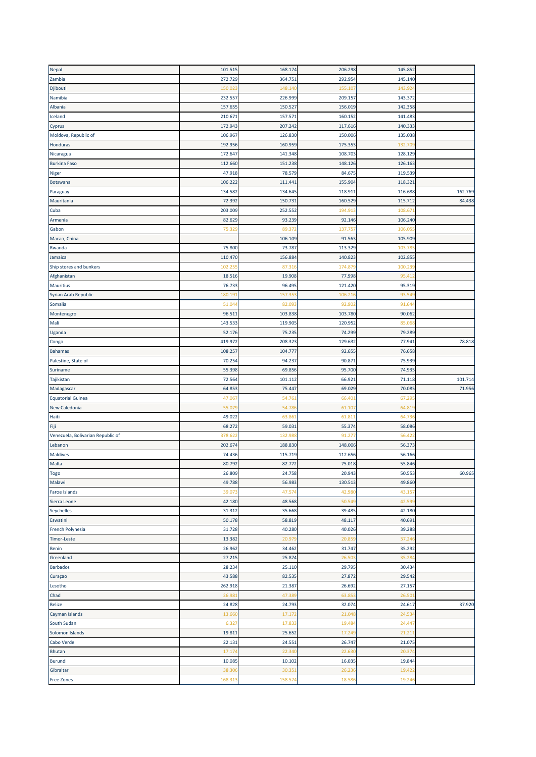| | | | | | |
|---|---|---|---|---|---|
| Nepal | 101.515 | 168.174 | 206.298 | 145.852 | |
| Zambia | 272.729 | 364.751 | 292.954 | 145.140 | |
| Djibouti | 150.023 | 148.140 | 155.107 | 143.924 | |
| Namibia | 232.557 | 226.999 | 209.157 | 143.372 | |
| Albania | 157.655 | 150.527 | 156.019 | 142.358 | |
| Iceland | 210.671 | 157.571 | 160.152 | 141.483 | |
| Cyprus | 172.943 | 207.242 | 117.616 | 140.333 | |
| Moldova, Republic of | 106.967 | 126.830 | 150.006 | 135.038 | |
| Honduras | 192.956 | 160.959 | 175.353 | 132.709 | |
| Nicaragua | 172.647 | 141.348 | 108.703 | 128.129 | |
| Burkina Faso | 112.660 | 151.238 | 148.126 | 126.163 | |
| Niger | 47.918 | 78.579 | 84.675 | 119.539 | |
| Botswana | 106.222 | 111.441 | 155.904 | 118.321 | |
| Paraguay | 134.582 | 134.645 | 118.911 | 116.688 | 162.769 |
| Mauritania | 72.392 | 150.731 | 160.529 | 115.712 | 84.438 |
| Cuba | 203.009 | 252.552 | 194.913 | 108.671 | |
| Armenia | 82.629 | 93.239 | 92.146 | 106.240 | |
| Gabon | 75.329 | 89.372 | 137.757 | 106.055 | |
| Macao, China | | 106.109 | 91.563 | 105.909 | |
| Rwanda | 75.800 | 73.787 | 113.329 | 103.785 | |
| Jamaica | 110.470 | 156.884 | 140.823 | 102.855 | |
| Ship stores and bunkers | 102.255 | 87.316 | 174.879 | 100.239 | |
| Afghanistan | 18.516 | 19.908 | 77.998 | 95.412 | |
| Mauritius | 76.733 | 96.495 | 121.420 | 95.319 | |
| Syrian Arab Republic | 180.191 | 157.353 | 106.216 | 93.549 | |
| Somalia | 51.044 | 82.093 | 92.902 | 91.644 | |
| Montenegro | 96.511 | 103.838 | 103.780 | 90.062 | |
| Mali | 143.533 | 119.905 | 120.952 | 85.068 | |
| Uganda | 52.176 | 75.235 | 74.299 | 79.289 | |
| Congo | 419.972 | 208.323 | 129.632 | 77.941 | 78.818 |
| Bahamas | 108.257 | 104.777 | 92.655 | 76.658 | |
| Palestine, State of | 70.254 | 94.237 | 90.871 | 75.939 | |
| Suriname | 55.398 | 69.856 | 95.700 | 74.935 | |
| Tajikistan | 72.564 | 101.112 | 66.921 | 71.118 | 101.714 |
| Madagascar | 64.853 | 75.447 | 69.029 | 70.085 | 71.956 |
| Equatorial Guinea | 47.067 | 54.761 | 66.401 | 67.295 | |
| New Caledonia | 55.079 | 54.786 | 61.107 | 64.819 | |
| Haiti | 49.022 | 63.861 | 61.811 | 64.736 | |
| Fiji | 68.272 | 59.031 | 55.374 | 58.086 | |
| Venezuela, Bolivarian Republic of | 378.622 | 132.988 | 91.277 | 56.422 | |
| Lebanon | 202.674 | 188.830 | 148.006 | 56.373 | |
| Maldives | 74.436 | 115.719 | 112.656 | 56.166 | |
| Malta | 80.792 | 82.772 | 75.018 | 55.846 | |
| Togo | 26.809 | 24.758 | 20.943 | 50.553 | 60.965 |
| Malawi | 49.788 | 56.983 | 130.513 | 49.860 | |
| Faroe Islands | 39.073 | 47.574 | 42.980 | 43.157 | |
| Sierra Leone | 42.180 | 48.568 | 50.549 | 42.599 | |
| Seychelles | 31.312 | 35.668 | 39.485 | 42.180 | |
| Eswatini | 50.178 | 58.819 | 48.117 | 40.691 | |
| French Polynesia | 31.728 | 40.280 | 40.026 | 39.288 | |
| Timor-Leste | 13.382 | 20.979 | 20.859 | 37.246 | |
| Benin | 26.962 | 34.462 | 31.747 | 35.292 | |
| Greenland | 27.215 | 25.874 | 26.503 | 35.284 | |
| Barbados | 28.234 | 25.110 | 29.795 | 30.434 | |
| Curaçao | 43.588 | 82.535 | 27.872 | 29.542 | |
| Lesotho | 262.918 | 21.387 | 26.692 | 27.157 | |
| Chad | 26.981 | 47.389 | 63.853 | 26.501 | |
| Belize | 24.828 | 24.793 | 32.074 | 24.617 | 37.920 |
| Cayman Islands | 13.660 | 17.172 | 21.048 | 24.534 | |
| South Sudan | 6.327 | 17.833 | 19.484 | 24.447 | |
| Solomon Islands | 19.811 | 25.652 | 17.249 | 21.211 | |
| Cabo Verde | 22.131 | 24.551 | 26.747 | 21.075 | |
| Bhutan | 17.174 | 22.340 | 22.630 | 20.374 | |
| Burundi | 10.085 | 10.102 | 16.035 | 19.844 | |
| Gibraltar | 38.306 | 30.351 | 26.236 | 19.422 | |
| Free Zones | 168.313 | 158.574 | 18.586 | 19.246 | |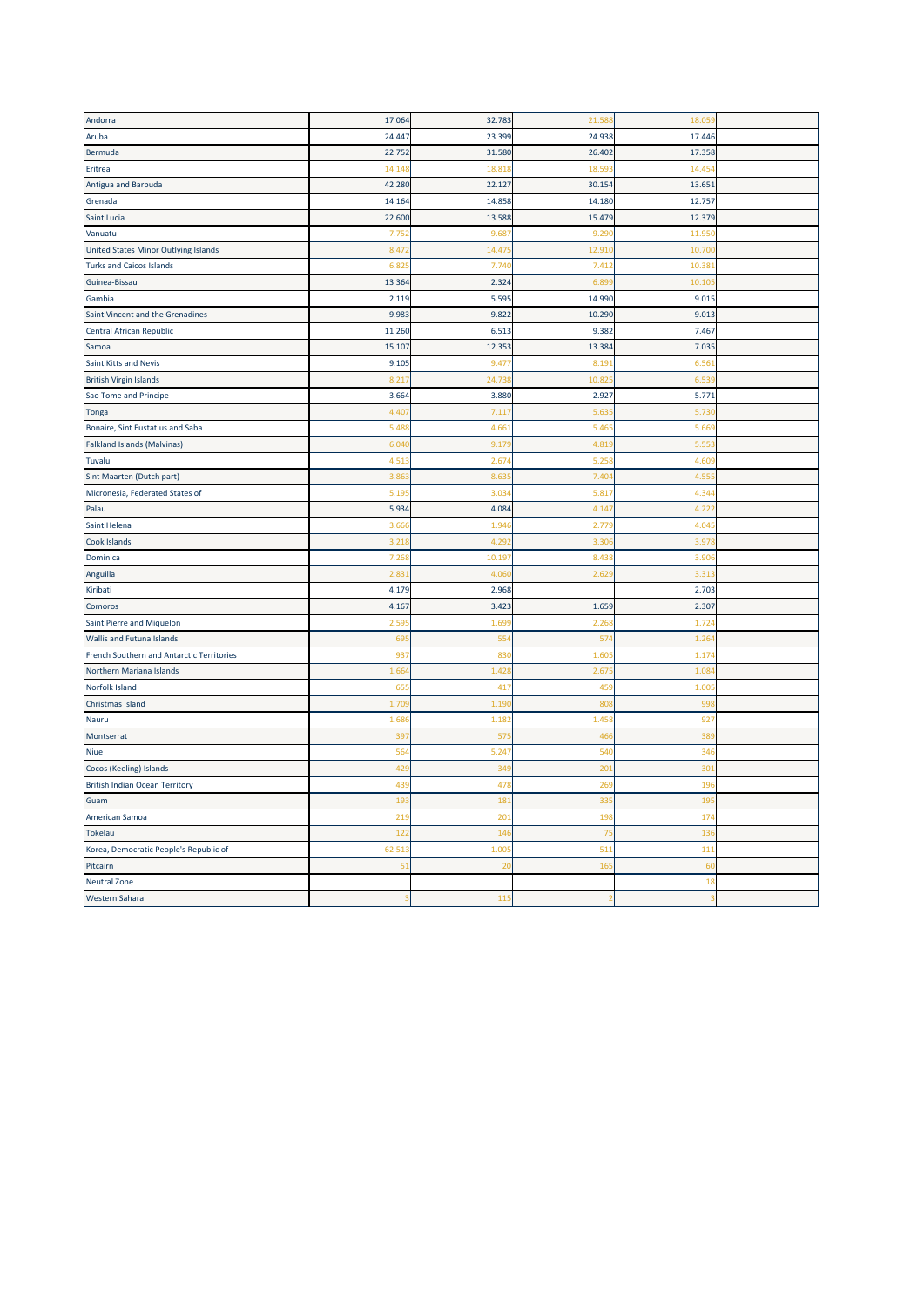| | | | | | |
|---|---|---|---|---|---|
| Andorra | 17.064 | 32.783 | 21.588 | 18.059 | |
| Aruba | 24.447 | 23.399 | 24.938 | 17.446 | |
| Bermuda | 22.752 | 31.580 | 26.402 | 17.358 | |
| Eritrea | 14.148 | 18.818 | 18.593 | 14.454 | |
| Antigua and Barbuda | 42.280 | 22.127 | 30.154 | 13.651 | |
| Grenada | 14.164 | 14.858 | 14.180 | 12.757 | |
| Saint Lucia | 22.600 | 13.588 | 15.479 | 12.379 | |
| Vanuatu | 7.752 | 9.687 | 9.290 | 11.950 | |
| United States Minor Outlying Islands | 8.472 | 14.475 | 12.910 | 10.700 | |
| Turks and Caicos Islands | 6.825 | 7.740 | 7.412 | 10.381 | |
| Guinea-Bissau | 13.364 | 2.324 | 6.899 | 10.105 | |
| Gambia | 2.119 | 5.595 | 14.990 | 9.015 | |
| Saint Vincent and the Grenadines | 9.983 | 9.822 | 10.290 | 9.013 | |
| Central African Republic | 11.260 | 6.513 | 9.382 | 7.467 | |
| Samoa | 15.107 | 12.353 | 13.384 | 7.035 | |
| Saint Kitts and Nevis | 9.105 | 9.477 | 8.191 | 6.561 | |
| British Virgin Islands | 8.217 | 24.738 | 10.825 | 6.539 | |
| Sao Tome and Principe | 3.664 | 3.880 | 2.927 | 5.771 | |
| Tonga | 4.407 | 7.117 | 5.635 | 5.730 | |
| Bonaire, Sint Eustatius and Saba | 5.488 | 4.661 | 5.465 | 5.669 | |
| Falkland Islands (Malvinas) | 6.040 | 9.179 | 4.819 | 5.553 | |
| Tuvalu | 4.513 | 2.674 | 5.258 | 4.609 | |
| Sint Maarten (Dutch part) | 3.863 | 8.635 | 7.404 | 4.555 | |
| Micronesia, Federated States of | 5.195 | 3.034 | 5.817 | 4.344 | |
| Palau | 5.934 | 4.084 | 4.147 | 4.222 | |
| Saint Helena | 3.666 | 1.946 | 2.779 | 4.045 | |
| Cook Islands | 3.218 | 4.292 | 3.306 | 3.978 | |
| Dominica | 7.268 | 10.197 | 8.438 | 3.906 | |
| Anguilla | 2.831 | 4.060 | 2.629 | 3.313 | |
| Kiribati | 4.179 | 2.968 | | 2.703 | |
| Comoros | 4.167 | 3.423 | 1.659 | 2.307 | |
| Saint Pierre and Miquelon | 2.595 | 1.699 | 2.268 | 1.724 | |
| Wallis and Futuna Islands | 695 | 554 | 574 | 1.264 | |
| French Southern and Antarctic Territories | 937 | 830 | 1.605 | 1.174 | |
| Northern Mariana Islands | 1.664 | 1.428 | 2.675 | 1.084 | |
| Norfolk Island | 655 | 417 | 459 | 1.005 | |
| Christmas Island | 1.709 | 1.190 | 808 | 998 | |
| Nauru | 1.686 | 1.182 | 1.458 | 927 | |
| Montserrat | 397 | 575 | 466 | 389 | |
| Niue | 564 | 5.247 | 540 | 346 | |
| Cocos (Keeling) Islands | 429 | 349 | 201 | 301 | |
| British Indian Ocean Territory | 439 | 478 | 269 | 196 | |
| Guam | 193 | 181 | 335 | 195 | |
| American Samoa | 219 | 201 | 198 | 174 | |
| Tokelau | 122 | 146 | 75 | 136 | |
| Korea, Democratic People's Republic of | 62.513 | 1.005 | 511 | 111 | |
| Pitcairn | 51 | 20 | 165 | 60 | |
| Neutral Zone | | | | 18 | |
| Western Sahara | 3 | 115 | 2 | 3 | |